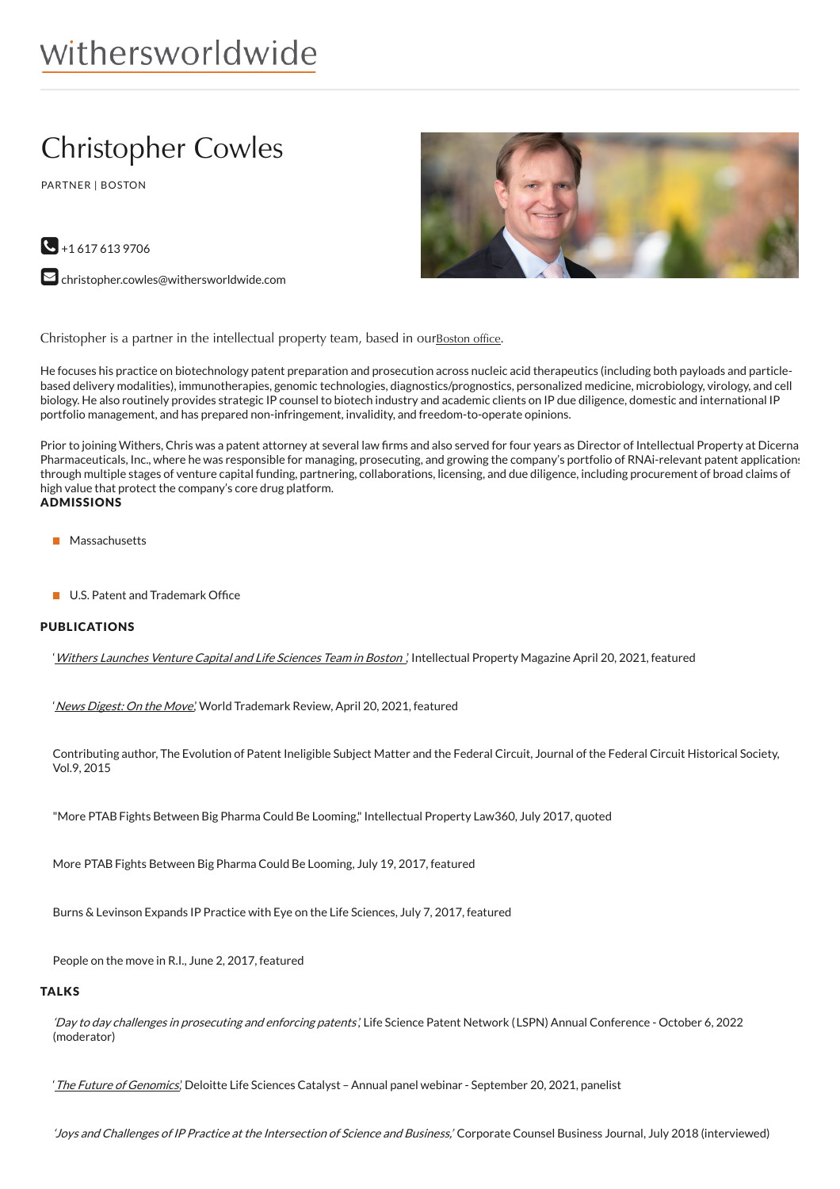withersworldwide

# Christopher Cowles

PARTNER | BOSTON

+1 617 613 9706

christopher.cowles@withersworldwide.com

Christopher is a partner in the intellectual property team, based in our Boston office.

He focuses his practice on biotechnology patent preparation and prosecution across nucleic acid therapeutics (including both payloads and particle-based delivery modalities), immunotherapies, genomic technologies, diagnostics/prognostics, personalized medicine, microbiology, virology, and cell biology. He also routinely provides strategic IP counsel to biotech industry and academic clients on IP due diligence, domestic and international IP portfolio management, and has prepared non-infringement, invalidity, and freedom-to-operate opinions.

Prior to joining Withers, Chris was a patent attorney at several law firms and also served for four years as Director of Intellectual Property at Dicerna Pharmaceuticals, Inc., where he was responsible for managing, prosecuting, and growing the company's portfolio of RNAi-relevant patent applications through multiple stages of venture capital funding, partnering, collaborations, licensing, and due diligence, including procurement of broad claims of high value that protect the company's core drug platform.

## ADMISSIONS

- Massachusetts
- U.S. Patent and Trademark Office

## PUBLICATIONS

'*Withers Launches Venture Capital and Life Sciences Team in Boston*', Intellectual Property Magazine April 20, 2021, featured

'*News Digest: On the Move*', World Trademark Review, April 20, 2021, featured

Contributing author, The Evolution of Patent Ineligible Subject Matter and the Federal Circuit, Journal of the Federal Circuit Historical Society, Vol.9, 2015

"More PTAB Fights Between Big Pharma Could Be Looming," Intellectual Property Law360, July 2017, quoted

More PTAB Fights Between Big Pharma Could Be Looming, July 19, 2017, featured

Burns & Levinson Expands IP Practice with Eye on the Life Sciences, July 7, 2017, featured

People on the move in R.I., June 2, 2017, featured

## TALKS

*'Day to day challenges in prosecuting and enforcing patents'*, Life Science Patent Network (LSPN) Annual Conference - October 6, 2022 (moderator)

'*The Future of Genomics*', Deloitte Life Sciences Catalyst – Annual panel webinar - September 20, 2021, panelist

*'Joys and Challenges of IP Practice at the Intersection of Science and Business,'* Corporate Counsel Business Journal, July 2018 (interviewed)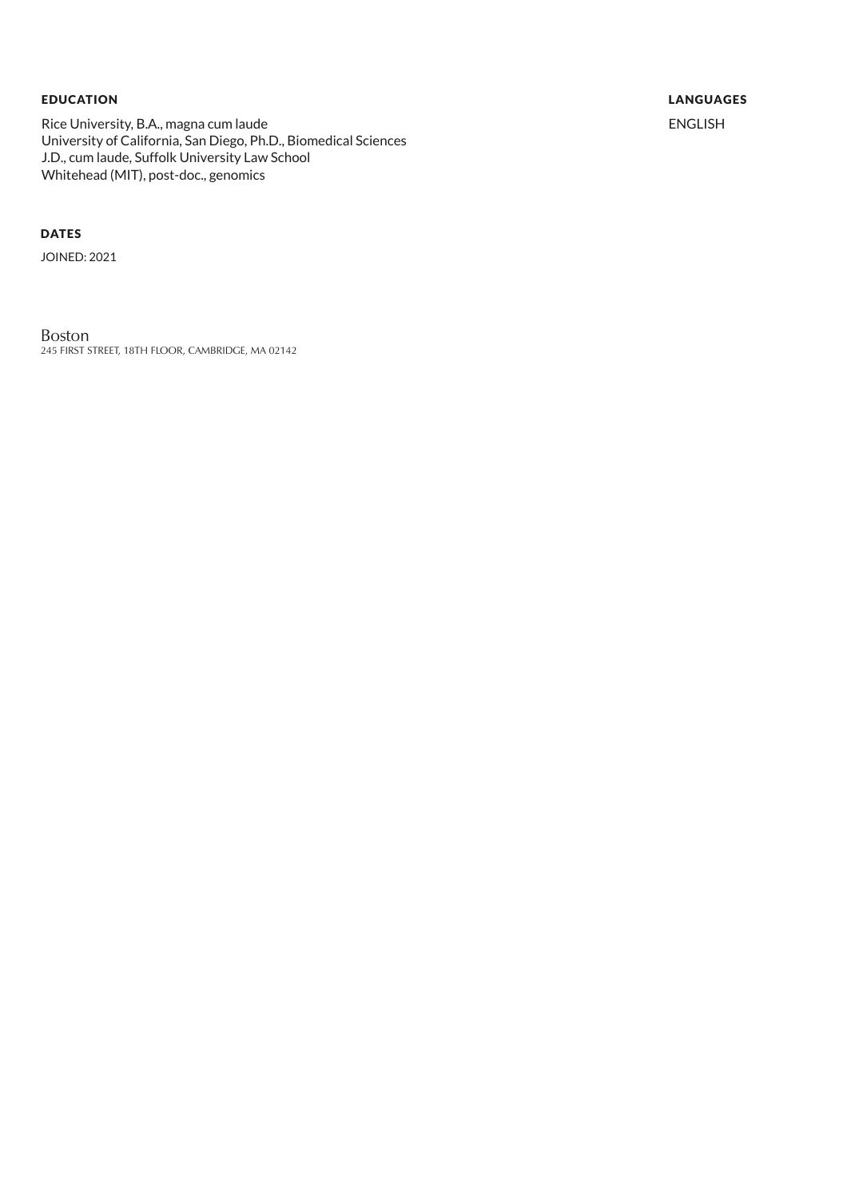## EDUCATION

Rice University, B.A., magna cum laude
University of California, San Diego, Ph.D., Biomedical Sciences
J.D., cum laude, Suffolk University Law School
Whitehead (MIT), post-doc., genomics

## LANGUAGES

ENGLISH

## DATES

JOINED: 2021

Boston
245 FIRST STREET, 18TH FLOOR, CAMBRIDGE, MA 02142